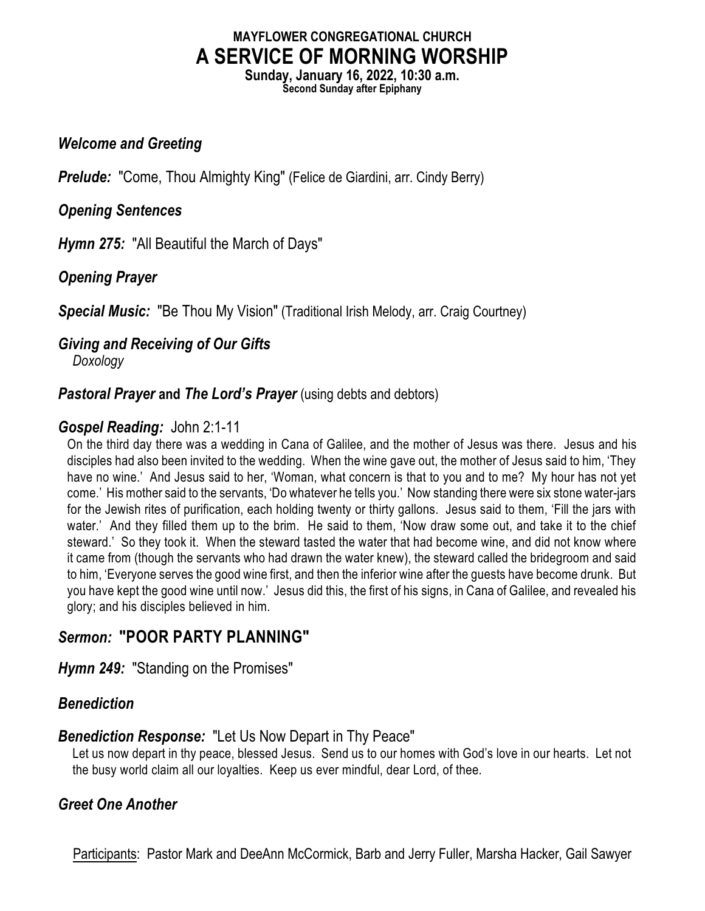# MAYFLOWER CONGREGATIONAL CHURCH

# A SERVICE OF MORNING WORSHIP

**Sunday, January 16, 2022, 10:30 a.m.**

**Second Sunday after Epiphany**

***Welcome and Greeting***

***Prelude:*** "Come, Thou Almighty King" (Felice de Giardini, arr. Cindy Berry)

***Opening Sentences***

***Hymn 275:*** "All Beautiful the March of Days"

***Opening Prayer***

***Special Music:*** "Be Thou My Vision" (Traditional Irish Melody, arr. Craig Courtney)

***Giving and Receiving of Our Gifts***

*Doxology*

***Pastoral Prayer* and *The Lord's Prayer*** (using debts and debtors)

***Gospel Reading:*** John 2:1-11

On the third day there was a wedding in Cana of Galilee, and the mother of Jesus was there. Jesus and his disciples had also been invited to the wedding. When the wine gave out, the mother of Jesus said to him, 'They have no wine.' And Jesus said to her, 'Woman, what concern is that to you and to me? My hour has not yet come.' His mother said to the servants, 'Do whatever he tells you.' Now standing there were six stone water-jars for the Jewish rites of purification, each holding twenty or thirty gallons. Jesus said to them, 'Fill the jars with water.' And they filled them up to the brim. He said to them, 'Now draw some out, and take it to the chief steward.' So they took it. When the steward tasted the water that had become wine, and did not know where it came from (though the servants who had drawn the water knew), the steward called the bridegroom and said to him, 'Everyone serves the good wine first, and then the inferior wine after the guests have become drunk. But you have kept the good wine until now.' Jesus did this, the first of his signs, in Cana of Galilee, and revealed his glory; and his disciples believed in him.

***Sermon:*** **"POOR PARTY PLANNING"**

***Hymn 249:*** "Standing on the Promises"

***Benediction***

***Benediction Response:*** "Let Us Now Depart in Thy Peace"

Let us now depart in thy peace, blessed Jesus. Send us to our homes with God's love in our hearts. Let not the busy world claim all our loyalties. Keep us ever mindful, dear Lord, of thee.

***Greet One Another***

Participants: Pastor Mark and DeeAnn McCormick, Barb and Jerry Fuller, Marsha Hacker, Gail Sawyer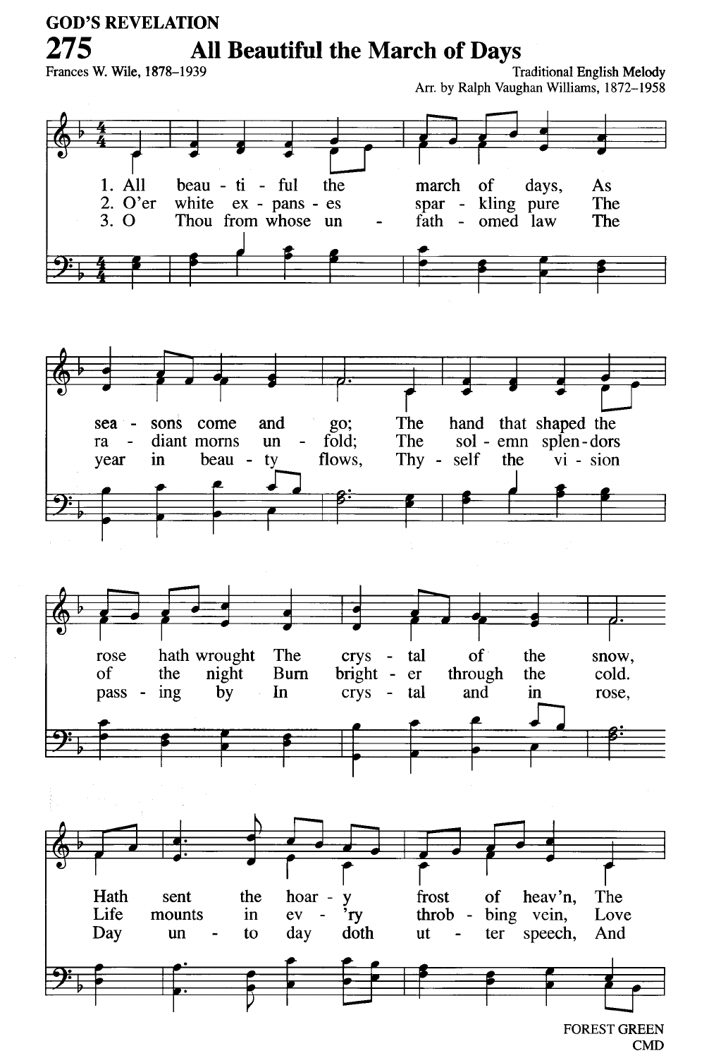GOD'S REVELATION

# 275 All Beautiful the March of Days

Frances W. Wile, 1878–1939

Traditional English Melody
Arr. by Ralph Vaughan Williams, 1872–1958

1. All beau - ti - ful the march of days, As sea - sons come and go; The hand that shaped the rose hath wrought The crys - tal of the snow, Hath sent the hoar - y frost of heav'n, The

2. O'er white ex - pans - es spar - kling pure The ra - diant morns un - fold; The sol - emn splen - dors of the night Burn bright - er through the cold. Life mounts in ev - 'ry throb - bing vein, Love

3. O Thou from whose un - fath - omed law The year in beau - ty flows, Thy - self the vi - sion pass - ing by In crys - tal and in rose, Day un - to day doth ut - ter speech, And

FOREST GREEN
CMD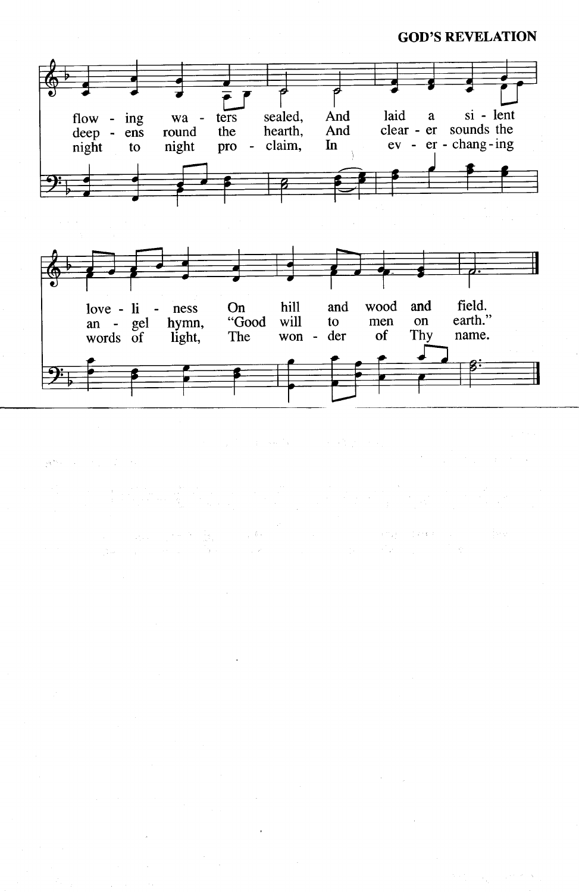flow - ing wa - ters sealed, And laid a si - lent love - li - ness On hill and wood and field.

deep - ens round the hearth, And clear - er sounds the an - gel hymn, "Good will to men on earth."

night to night pro - claim, In ev - er - chang - ing words of light, The won - der of Thy name.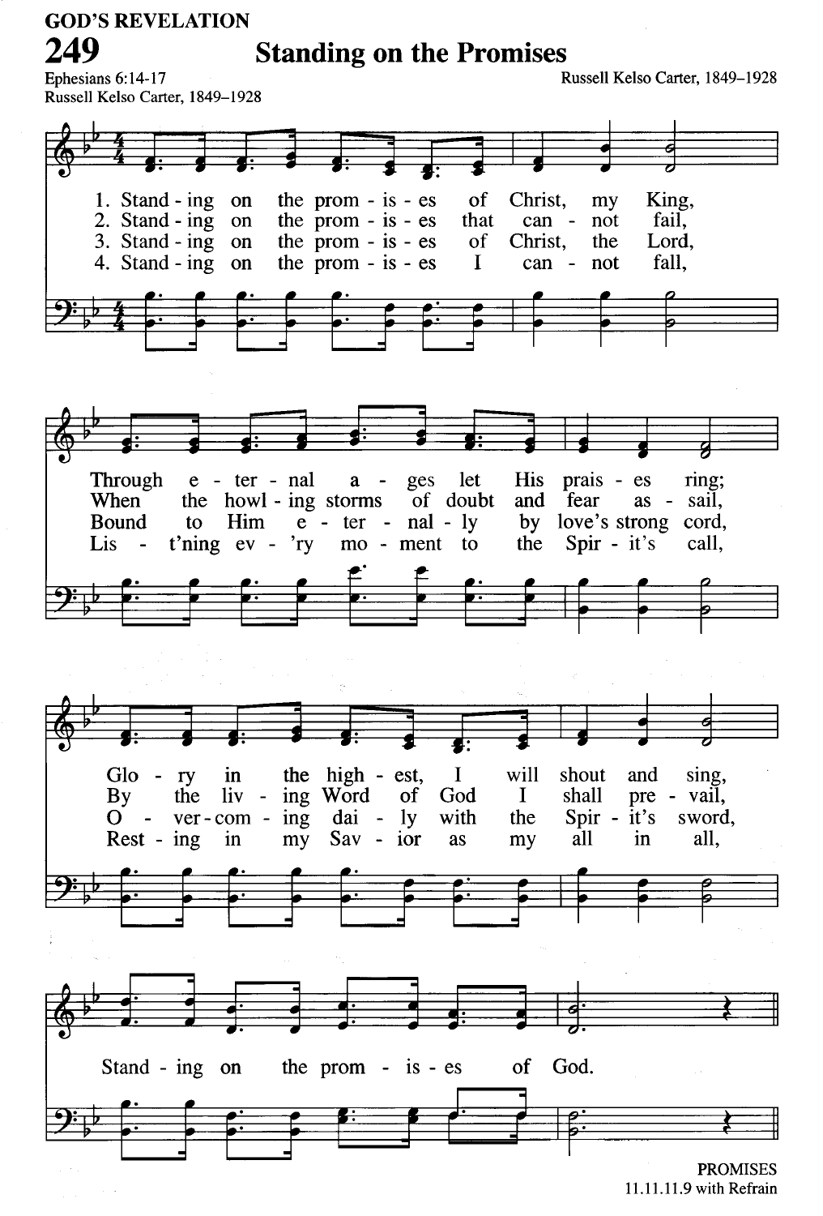GOD'S REVELATION

# 249 Standing on the Promises

Ephesians 6:14-17
Russell Kelso Carter, 1849–1928

Russell Kelso Carter, 1849–1928

1. Standing on the promises of Christ, my King,
Through eternal ages let His praises ring;
Glory in the highest, I will shout and sing,
Standing on the promises of God.

2. Standing on the promises that cannot fail,
When the howling storms of doubt and fear assail,
By the living Word of God I shall prevail,
Standing on the promises of God.

3. Standing on the promises of Christ, the Lord,
Bound to Him eternally by love's strong cord,
Overcoming daily with the Spirit's sword,
Standing on the promises of God.

4. Standing on the promises I cannot fall,
Lis-t'ning ev'ry moment to the Spirit's call,
Resting in my Savior as my all in all,
Standing on the promises of God.

PROMISES
11.11.11.9 with Refrain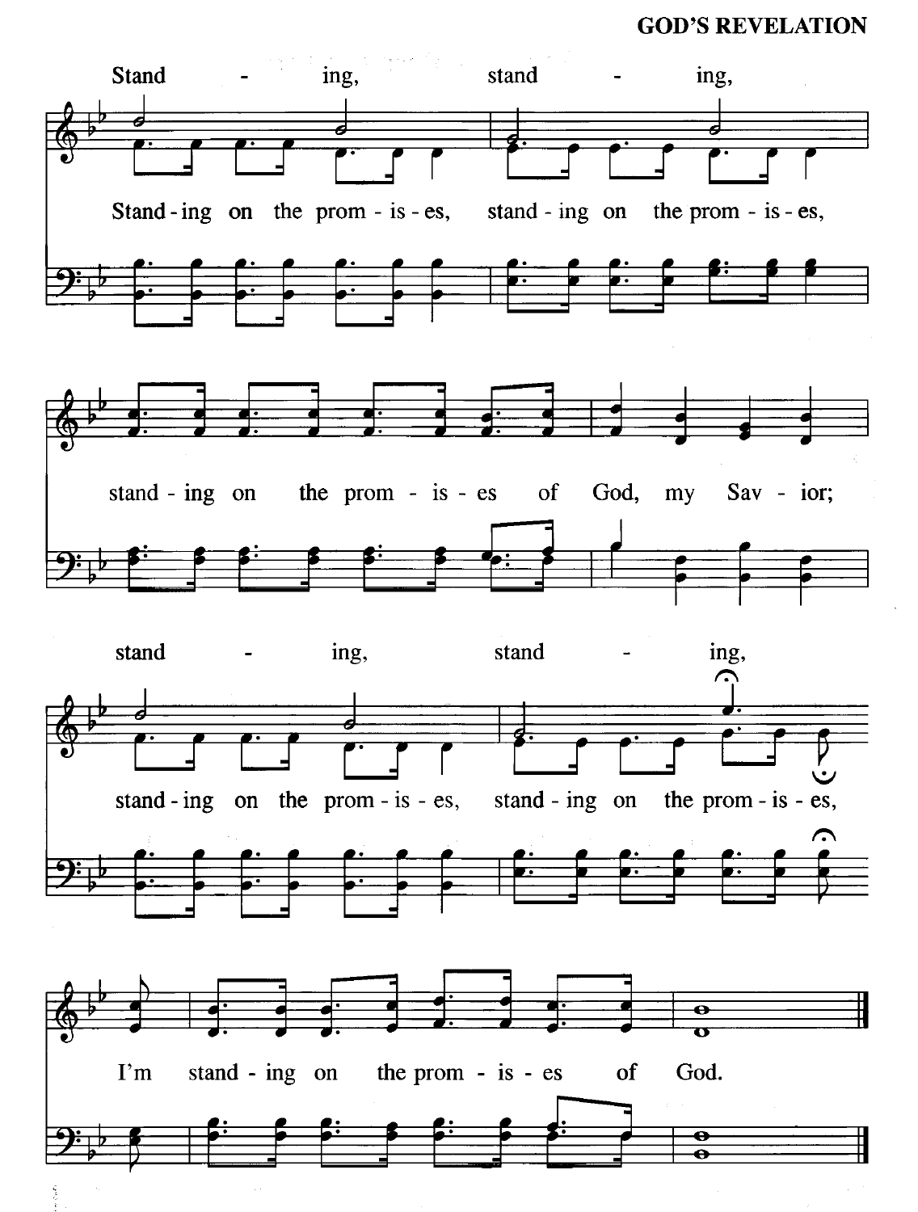Stand - ing, stand - ing,

Stand - ing on the prom - is - es, stand - ing on the prom - is - es,

stand - ing on the prom - is - es of God, my Sav - ior;

stand - ing, stand - ing,

stand - ing on the prom - is - es, stand - ing on the prom - is - es,

I'm stand - ing on the prom - is - es of God.